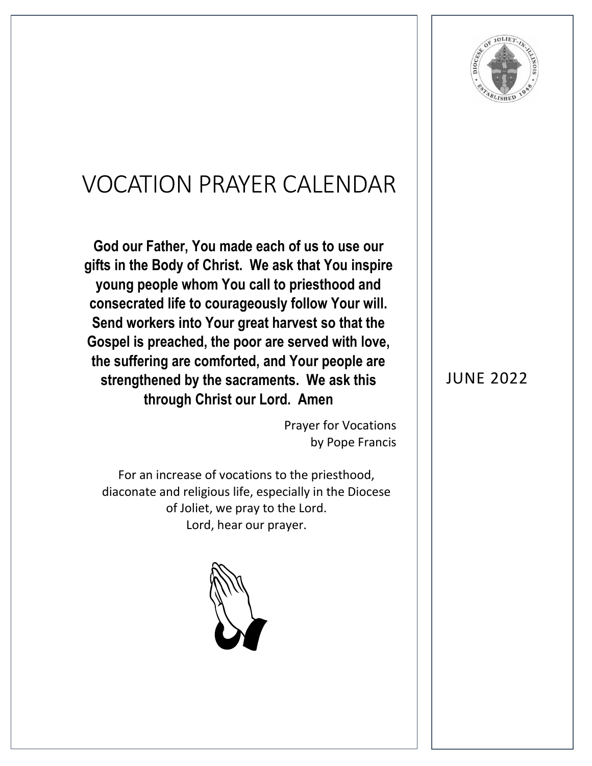# VOCATION PRAYER CALENDAR

**God our Father, You made each of us to use our gifts in the Body of Christ. We ask that You inspire young people whom You call to priesthood and consecrated life to courageously follow Your will. Send workers into Your great harvest so that the Gospel is preached, the poor are served with love, the suffering are comforted, and Your people are strengthened by the sacraments. We ask this through Christ our Lord. Amen**

Prayer for Vocations
by Pope Francis

For an increase of vocations to the priesthood, diaconate and religious life, especially in the Diocese of Joliet, we pray to the Lord.
Lord, hear our prayer.

JUNE 2022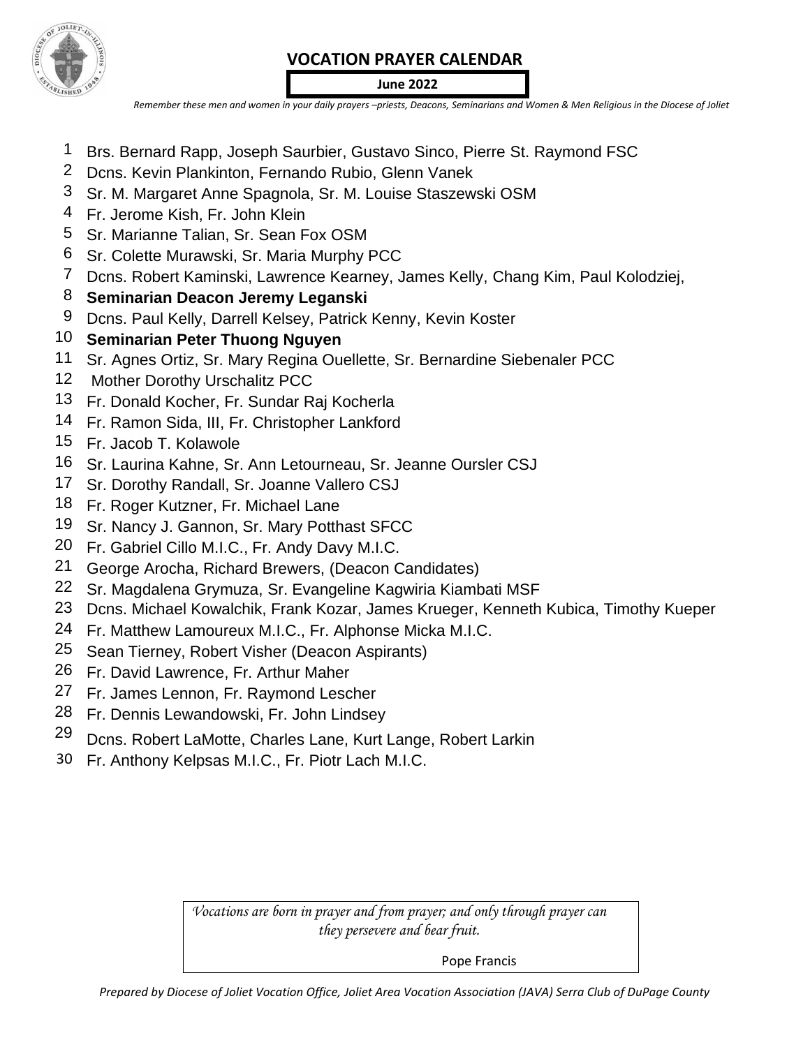# VOCATION PRAYER CALENDAR

**June 2022**

*Remember these men and women in your daily prayers –priests, Deacons, Seminarians and Women & Men Religious in the Diocese of Joliet*

1 Brs. Bernard Rapp, Joseph Saurbier, Gustavo Sinco, Pierre St. Raymond FSC
2 Dcns. Kevin Plankinton, Fernando Rubio, Glenn Vanek
3 Sr. M. Margaret Anne Spagnola, Sr. M. Louise Staszewski OSM
4 Fr. Jerome Kish, Fr. John Klein
5 Sr. Marianne Talian, Sr. Sean Fox OSM
6 Sr. Colette Murawski, Sr. Maria Murphy PCC
7 Dcns. Robert Kaminski, Lawrence Kearney, James Kelly, Chang Kim, Paul Kolodziej,
8 **Seminarian Deacon Jeremy Leganski**
9 Dcns. Paul Kelly, Darrell Kelsey, Patrick Kenny, Kevin Koster
10 **Seminarian Peter Thuong Nguyen**
11 Sr. Agnes Ortiz, Sr. Mary Regina Ouellette, Sr. Bernardine Siebenaler PCC
12 Mother Dorothy Urschalitz PCC
13 Fr. Donald Kocher, Fr. Sundar Raj Kocherla
14 Fr. Ramon Sida, III, Fr. Christopher Lankford
15 Fr. Jacob T. Kolawole
16 Sr. Laurina Kahne, Sr. Ann Letourneau, Sr. Jeanne Oursler CSJ
17 Sr. Dorothy Randall, Sr. Joanne Vallero CSJ
18 Fr. Roger Kutzner, Fr. Michael Lane
19 Sr. Nancy J. Gannon, Sr. Mary Potthast SFCC
20 Fr. Gabriel Cillo M.I.C., Fr. Andy Davy M.I.C.
21 George Arocha, Richard Brewers, (Deacon Candidates)
22 Sr. Magdalena Grymuza, Sr. Evangeline Kagwiria Kiambati MSF
23 Dcns. Michael Kowalchik, Frank Kozar, James Krueger, Kenneth Kubica, Timothy Kueper
24 Fr. Matthew Lamoureux M.I.C., Fr. Alphonse Micka M.I.C.
25 Sean Tierney, Robert Visher (Deacon Aspirants)
26 Fr. David Lawrence, Fr. Arthur Maher
27 Fr. James Lennon, Fr. Raymond Lescher
28 Fr. Dennis Lewandowski, Fr. John Lindsey
29 Dcns. Robert LaMotte, Charles Lane, Kurt Lange, Robert Larkin
30 Fr. Anthony Kelpsas M.I.C., Fr. Piotr Lach M.I.C.

*Vocations are born in prayer and from prayer; and only through prayer can they persevere and bear fruit.*

Pope Francis

*Prepared by Diocese of Joliet Vocation Office, Joliet Area Vocation Association (JAVA) Serra Club of DuPage County*